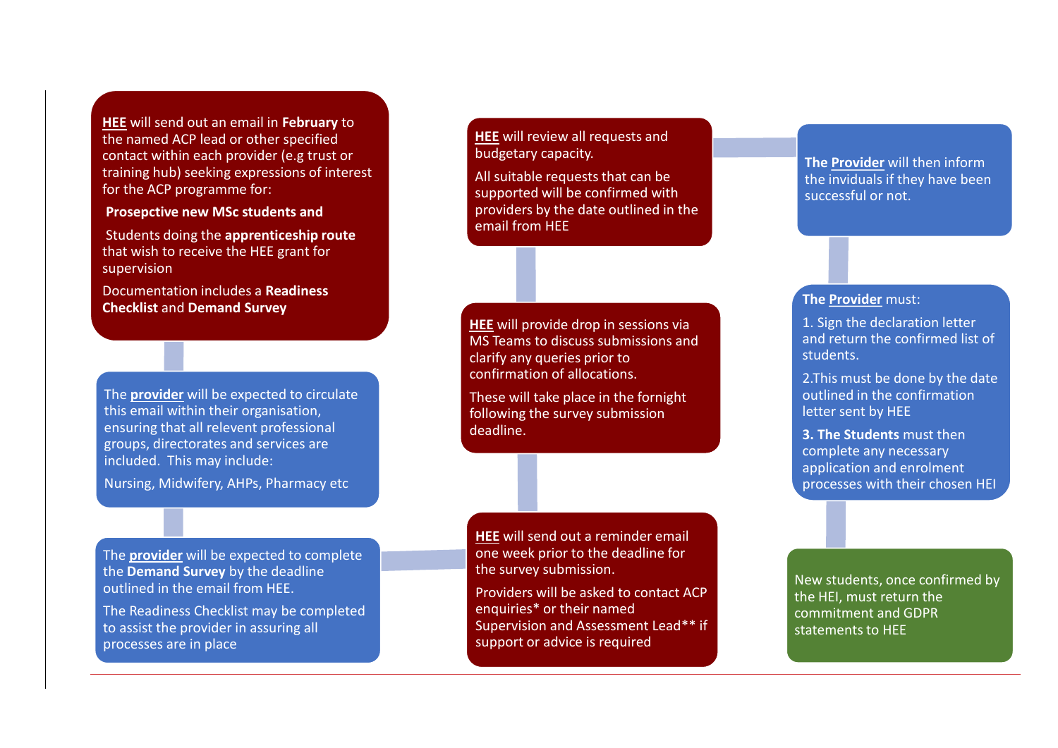**HEE** will send out an email in **February** to the named ACP lead or other specified contact within each provider (e.g trust or training hub) seeking expressions of interest for the ACP programme for:

**Prosepctive new MSc students and**

Students doing the **apprenticeship route** that wish to receive the HEE grant for supervision

Documentation includes a **Readiness Checklist** and **Demand Survey**

The **provider** will be expected to circulate this email within their organisation, ensuring that all relevent professional groups, directorates and services are included. This may include:

Nursing, Midwifery, AHPs, Pharmacy etc

The **provider** will be expected to complete the **Demand Survey** by the deadline outlined in the email from HEE.

The Readiness Checklist may be completed to assist the provider in assuring all processes are in place

**HEE** will send out a reminder email one week prior to the deadline for the survey submission.

Providers will be asked to contact ACP enquiries* or their named Supervision and Assessment Lead** if support or advice is required

**HEE** will provide drop in sessions via MS Teams to discuss submissions and clarify any queries prior to confirmation of allocations.

These will take place in the fornight following the survey submission deadline.

**HEE** will review all requests and budgetary capacity.

All suitable requests that can be supported will be confirmed with providers by the date outlined in the email from HEE

**The Provider** will then inform the inviduals if they have been successful or not.

**The Provider** must:

1. Sign the declaration letter and return the confirmed list of students.

2.This must be done by the date outlined in the confirmation letter sent by HEE

**3. The Students** must then complete any necessary application and enrolment processes with their chosen HEI

New students, once confirmed by the HEI, must return the commitment and GDPR statements to HEE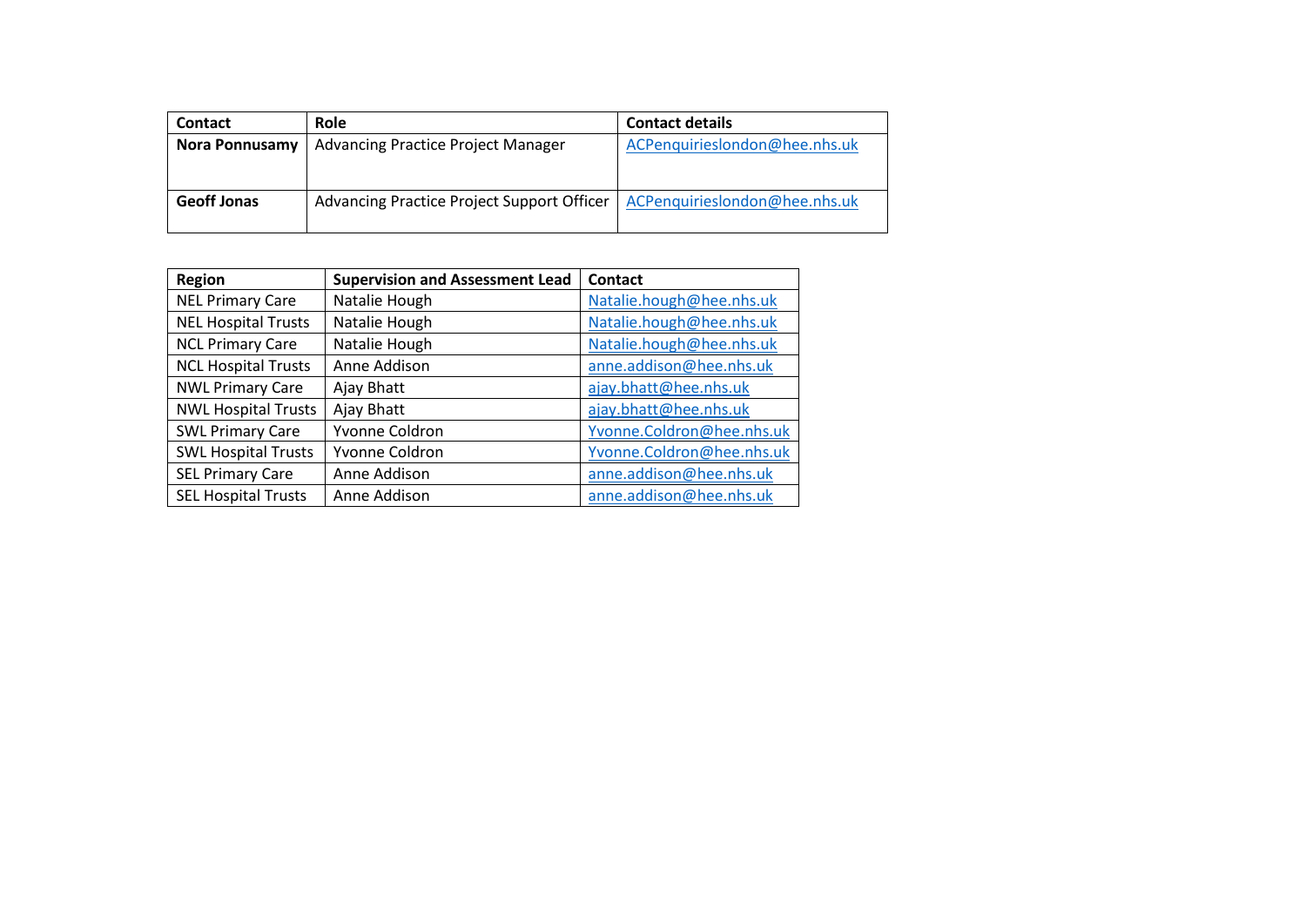| Contact | Role | Contact details |
|---|---|---|
| **Nora Ponnusamy** | Advancing Practice Project Manager | ACPenquirieslondon@hee.nhs.uk |
| **Geoff Jonas** | Advancing Practice Project Support Officer | ACPenquirieslondon@hee.nhs.uk |

| Region | Supervision and Assessment Lead | Contact |
|---|---|---|
| NEL Primary Care | Natalie Hough | Natalie.hough@hee.nhs.uk |
| NEL Hospital Trusts | Natalie Hough | Natalie.hough@hee.nhs.uk |
| NCL Primary Care | Natalie Hough | Natalie.hough@hee.nhs.uk |
| NCL Hospital Trusts | Anne Addison | anne.addison@hee.nhs.uk |
| NWL Primary Care | Ajay Bhatt | ajay.bhatt@hee.nhs.uk |
| NWL Hospital Trusts | Ajay Bhatt | ajay.bhatt@hee.nhs.uk |
| SWL Primary Care | Yvonne Coldron | Yvonne.Coldron@hee.nhs.uk |
| SWL Hospital Trusts | Yvonne Coldron | Yvonne.Coldron@hee.nhs.uk |
| SEL Primary Care | Anne Addison | anne.addison@hee.nhs.uk |
| SEL Hospital Trusts | Anne Addison | anne.addison@hee.nhs.uk |